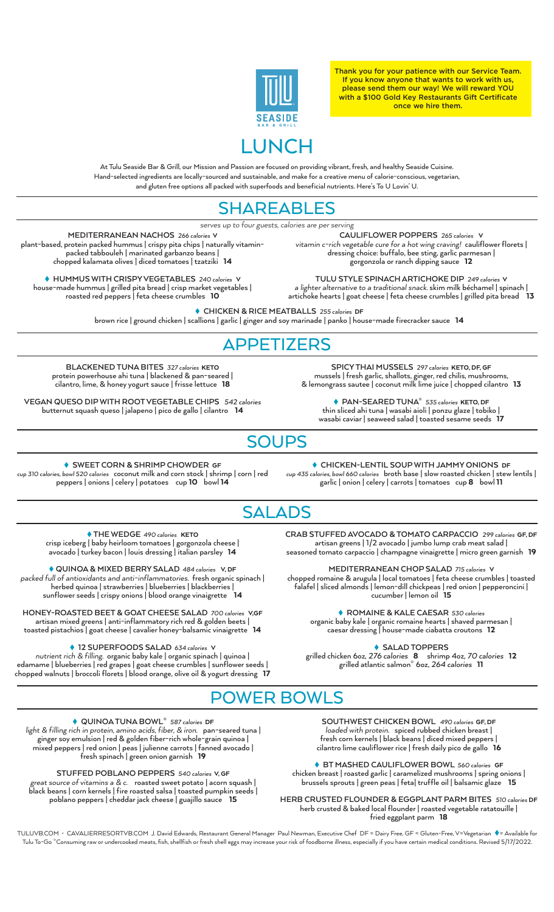Thank you for your patience with our Service Team. If you know anyone that wants to work with us, please send them our way! We will reward YOU with a $100 Gold Key Restaurants Gift Certificate once we hire them.

TULU SEASIDE BAR & GRILL

# LUNCH

At Tulu Seaside Bar & Grill, our Mission and Passion are focused on providing vibrant, fresh, and healthy Seaside Cuisine. Hand-selected ingredients are locally-sourced and sustainable, and make for a creative menu of calorie-conscious, vegetarian, and gluten free options all packed with superfoods and beneficial nutrients. Here's To U Lovin' U.

## SHAREABLES

*serves up to four guests, calories are per serving*

**MEDITERRANEAN NACHOS** *266 calories* **V**
plant-based, protein packed hummus | crispy pita chips | naturally vitamin-packed tabbouleh | marinated garbanzo beans | chopped kalamata olives | diced tomatoes | tzatziki **14**

♦ **HUMMUS WITH CRISPY VEGETABLES** *240 calories* **V**
house-made hummus | grilled pita bread | crisp market vegetables | roasted red peppers | feta cheese crumbles **10**

**CAULIFLOWER POPPERS** *265 calories* **V**
*vitamin c-rich vegetable cure for a hot wing craving!* cauliflower florets | dressing choice: buffalo, bee sting, garlic parmesan | gorgonzola or ranch dipping sauce **12**

**TULU STYLE SPINACH ARTICHOKE DIP** *249 calories* **V**
*a lighter alternative to a traditional snack.* skim milk béchamel | spinach | artichoke hearts | goat cheese | feta cheese crumbles | grilled pita bread **13**

♦ **CHICKEN & RICE MEATBALLS** *255 calories* **DF**
brown rice | ground chicken | scallions | garlic | ginger and soy marinade | panko | house-made firecracker sauce **14**

## APPETIZERS

**BLACKENED TUNA BITES** *327 calories* **KETO**
protein powerhouse ahi tuna | blackened & pan-seared | cilantro, lime, & honey yogurt sauce | frisse lettuce **18**

**VEGAN QUESO DIP WITH ROOT VEGETABLE CHIPS** *542 calories*
butternut squash queso | jalapeno | pico de gallo | cilantro **14**

**SPICY THAI MUSSELS** *297 calories* **KETO, DF, GF**
mussels | fresh garlic, shallots, ginger, red chilis, mushrooms, & lemongrass sautee | coconut milk lime juice | chopped cilantro **13**

♦ **PAN-SEARED TUNA*** *535 calories* **KETO, DF**
thin sliced ahi tuna | wasabi aioli | ponzu glaze | tobiko | wasabi caviar | seaweed salad | toasted sesame seeds **17**

## SOUPS

♦ **SWEET CORN & SHRIMP CHOWDER** **GF**
*cup 310 calories, bowl 520 calories* coconut milk and corn stock | shrimp | corn | red peppers | onions | celery | potatoes cup **10** bowl **14**

♦ **CHICKEN-LENTIL SOUP WITH JAMMY ONIONS** **DF**
*cup 435 calories, bowl 660 calories* broth base | slow roasted chicken | stew lentils | garlic | onion | celery | carrots | tomatoes cup **8** bowl **11**

## SALADS

♦ **THE WEDGE** *490 calories* **KETO**
crisp iceberg | baby heirloom tomatoes | gorgonzola cheese | avocado | turkey bacon | louis dressing | italian parsley **14**

♦ **QUINOA & MIXED BERRY SALAD** *484 calories* **V, DF**
*packed full of antioxidants and anti-inflammatories.* fresh organic spinach | herbed quinoa | strawberries | blueberries | blackberries | sunflower seeds | crispy onions | blood orange vinaigrette **14**

**HONEY-ROASTED BEET & GOAT CHEESE SALAD** *700 calories* **V,GF**
artisan mixed greens | anti-inflammatory rich red & golden beets | toasted pistachios | goat cheese | cavalier honey-balsamic vinaigrette **14**

♦ **12 SUPERFOODS SALAD** *634 calories* **V**
*nutrient rich & filling.* organic baby kale | organic spinach | quinoa | edamame | blueberries | red grapes | goat cheese crumbles | sunflower seeds | chopped walnuts | broccoli florets | blood orange, olive oil & yogurt dressing **17**

**CRAB STUFFED AVOCADO & TOMATO CARPACCIO** *299 calories* **GF, DF**
artisan greens | 1/2 avocado | jumbo lump crab meat salad | seasoned tomato carpaccio | champagne vinaigrette | micro green garnish **19**

**MEDITERRANEAN CHOP SALAD** *715 calories* **V**
chopped romaine & arugula | local tomatoes | feta cheese crumbles | toasted falafel | sliced almonds | lemon-dill chickpeas | red onion | pepperoncini | cucumber | lemon oil **15**

♦ **ROMAINE & KALE CAESAR** *530 calories*
organic baby kale | organic romaine hearts | shaved parmesan | caesar dressing | house-made ciabatta croutons **12**

♦ **SALAD TOPPERS**
grilled chicken 6oz, *276 calories* **8** shrimp 4oz, *70 calories* **12**
grilled atlantic salmon* 6oz, *264 calories* **11**

## POWER BOWLS

♦ **QUINOA TUNA BOWL*** *587 calories* **DF**
*light & filling rich in protein, amino acids, fiber, & iron.* pan-seared tuna | ginger soy emulsion | red & golden fiber-rich whole-grain quinoa | mixed peppers | red onion | peas | julienne carrots | fanned avocado | fresh spinach | green onion garnish **19**

**STUFFED POBLANO PEPPERS** *540 calories* **V, GF**
*great source of vitamins a & c.* roasted sweet potato | acorn squash | black beans | corn kernels | fire roasted salsa | toasted pumpkin seeds | poblano peppers | cheddar jack cheese | guajillo sauce **15**

**SOUTHWEST CHICKEN BOWL** *490 calories* **GF, DF**
*loaded with protein.* spiced rubbed chicken breast | fresh corn kernels | black beans | diced mixed peppers | cilantro lime cauliflower rice | fresh daily pico de gallo **16**

♦ **BT MASHED CAULIFLOWER BOWL** *560 calories* **GF**
chicken breast | roasted garlic | caramelized mushrooms | spring onions | brussels sprouts | green peas | feta| truffle oil | balsamic glaze **15**

**HERB CRUSTED FLOUNDER & EGGPLANT PARM BITES** *510 calories* **DF**
herb crusted & baked local flounder | roasted vegetable ratatouille | fried eggplant parm **18**

TULUVB.COM · CAVALIERRESORTVB.COM J. David Edwards, Restaurant General Manager Paul Newman, Executive Chef DF = Dairy Free, GF = Gluten-Free, V=Vegetarian ♦= Available for Tulu To-Go *Consuming raw or undercooked meats, fish, shellfish or fresh shell eggs may increase your risk of foodborne illness, especially if you have certain medical conditions. Revised 5/17/2022.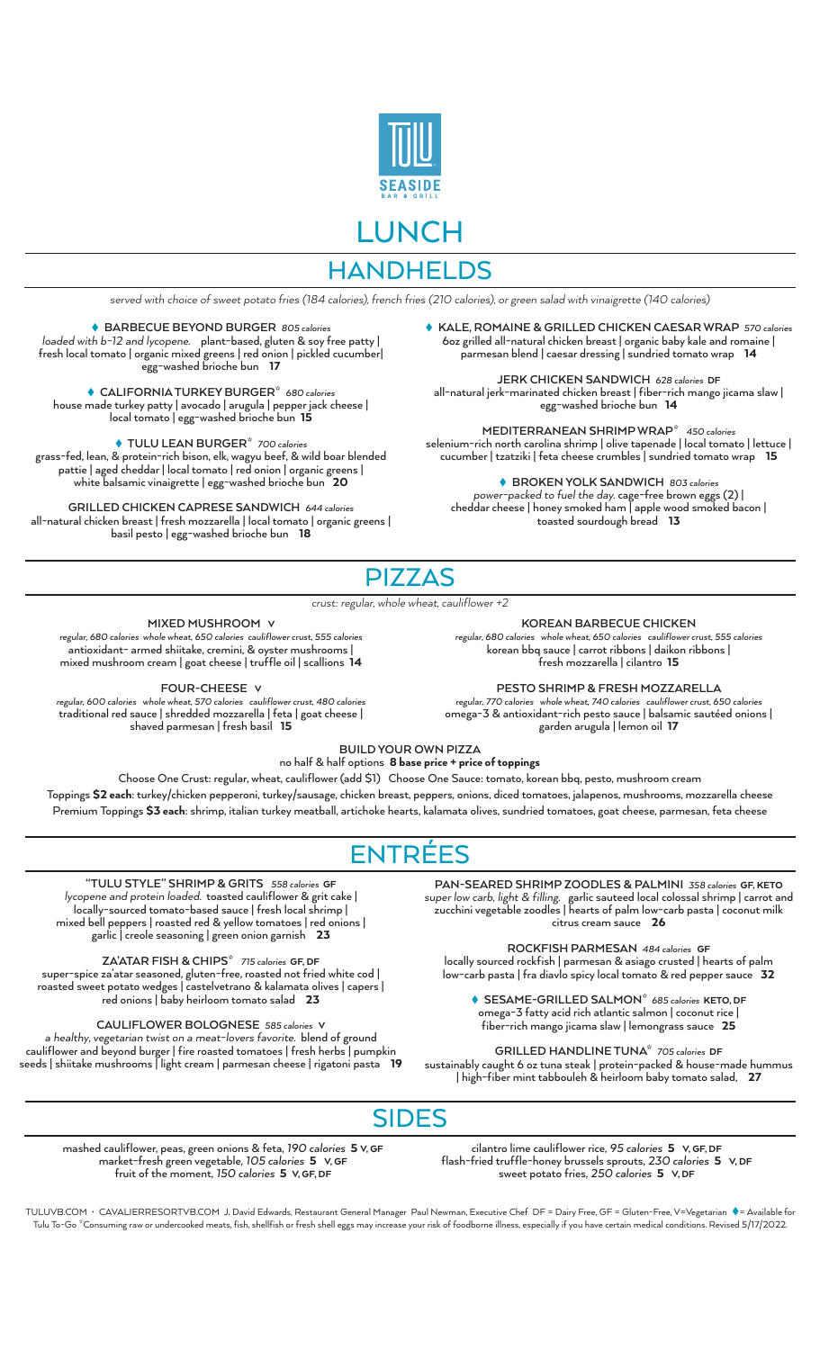TULU SEASIDE BAR & GRILL

# LUNCH

## HANDHELDS

*served with choice of sweet potato fries (184 calories), french fries (210 calories), or green salad with vinaigrette (140 calories)*

♦ **BARBECUE BEYOND BURGER** *805 calories*
*loaded with b-12 and lycopene.* plant-based, gluten & soy free patty | fresh local tomato | organic mixed greens | red onion | pickled cucumber| egg-washed brioche bun **17**

♦ **CALIFORNIA TURKEY BURGER*** *680 calories*
house made turkey patty | avocado | arugula | pepper jack cheese | local tomato | egg-washed brioche bun **15**

♦ **TULU LEAN BURGER*** *700 calories*
grass-fed, lean, & protein-rich bison, elk, wagyu beef, & wild boar blended pattie | aged cheddar | local tomato | red onion | organic greens | white balsamic vinaigrette | egg-washed brioche bun **20**

**GRILLED CHICKEN CAPRESE SANDWICH** *644 calories*
all-natural chicken breast | fresh mozzarella | local tomato | organic greens | basil pesto | egg-washed brioche bun **18**

♦ **KALE, ROMAINE & GRILLED CHICKEN CAESAR WRAP** *570 calories*
6oz grilled all-natural chicken breast | organic baby kale and romaine | parmesan blend | caesar dressing | sundried tomato wrap **14**

**JERK CHICKEN SANDWICH** *628 calories* **DF**
all-natural jerk-marinated chicken breast | fiber-rich mango jicama slaw | egg-washed brioche bun **14**

**MEDITERRANEAN SHRIMP WRAP*** *450 calories*
selenium-rich north carolina shrimp | olive tapenade | local tomato | lettuce | cucumber | tzatziki | feta cheese crumbles | sundried tomato wrap **15**

♦ **BROKEN YOLK SANDWICH** *803 calories*
*power-packed to fuel the day.* cage-free brown eggs (2) | cheddar cheese | honey smoked ham | apple wood smoked bacon | toasted sourdough bread **13**

## PIZZAS

*crust: regular, whole wheat, cauliflower +2*

**MIXED MUSHROOM** **V**
*regular, 680 calories whole wheat, 650 calories cauliflower crust, 555 calories*
antioxidant- armed shiitake, cremini, & oyster mushrooms | mixed mushroom cream | goat cheese | truffle oil | scallions **14**

**FOUR-CHEESE** **V**
*regular, 600 calories whole wheat, 570 calories cauliflower crust, 480 calories*
traditional red sauce | shredded mozzarella | feta | goat cheese | shaved parmesan | fresh basil **15**

**KOREAN BARBECUE CHICKEN**
*regular, 680 calories whole wheat, 650 calories cauliflower crust, 555 calories*
korean bbq sauce | carrot ribbons | daikon ribbons | fresh mozzarella | cilantro **15**

**PESTO SHRIMP & FRESH MOZZARELLA**
*regular, 770 calories whole wheat, 740 calories cauliflower crust, 650 calories*
omega-3 & antioxidant-rich pesto sauce | balsamic sautéed onions | garden arugula | lemon oil **17**

**BUILD YOUR OWN PIZZA**
no half & half options **8 base price + price of toppings**

Choose One Crust: regular, wheat, cauliflower (add $1) Choose One Sauce: tomato, korean bbq, pesto, mushroom cream

Toppings **$2 each**: turkey/chicken pepperoni, turkey/sausage, chicken breast, peppers, onions, diced tomatoes, jalapenos, mushrooms, mozzarella cheese

Premium Toppings **$3 each**: shrimp, italian turkey meatball, artichoke hearts, kalamata olives, sundried tomatoes, goat cheese, parmesan, feta cheese

## ENTRÉES

**"TULU STYLE" SHRIMP & GRITS** *558 calories* **GF**
*lycopene and protein loaded.* toasted cauliflower & grit cake | locally-sourced tomato-based sauce | fresh local shrimp | mixed bell peppers | roasted red & yellow tomatoes | red onions | garlic | creole seasoning | green onion garnish **23**

**ZA'ATAR FISH & CHIPS*** *715 calories* **GF, DF**
super-spice za'atar seasoned, gluten-free, roasted not fried white cod | roasted sweet potato wedges | castelvetrano & kalamata olives | capers | red onions | baby heirloom tomato salad **23**

**CAULIFLOWER BOLOGNESE** *585 calories* **V**
*a healthy, vegetarian twist on a meat-lovers favorite.* blend of ground cauliflower and beyond burger | fire roasted tomatoes | fresh herbs | pumpkin seeds | shiitake mushrooms | light cream | parmesan cheese | rigatoni pasta **19**

**PAN-SEARED SHRIMP ZOODLES & PALMINI** *358 calories* **GF, KETO**
*super low carb, light & filling.* garlic sauteed local colossal shrimp | carrot and zucchini vegetable zoodles | hearts of palm low-carb pasta | coconut milk citrus cream sauce **26**

**ROCKFISH PARMESAN** *484 calories* **GF**
locally sourced rockfish | parmesan & asiago crusted | hearts of palm low-carb pasta | fra diavlo spicy local tomato & red pepper sauce **32**

♦ **SESAME-GRILLED SALMON*** *685 calories* **KETO, DF**
omega-3 fatty acid rich atlantic salmon | coconut rice | fiber-rich mango jicama slaw | lemongrass sauce **25**

**GRILLED HANDLINE TUNA*** *705 calories* **DF**
sustainably caught 6 oz tuna steak | protein-packed & house-made hummus | high-fiber mint tabbouleh & heirloom baby tomato salad, **27**

## SIDES

mashed cauliflower, peas, green onions & feta, *190 calories* **5 V, GF**
market-fresh green vegetable, *105 calories* **5 V, GF**
fruit of the moment, *150 calories* **5 V, GF, DF**
cilantro lime cauliflower rice, *95 calories* **5 V, GF, DF**
flash-fried truffle-honey brussels sprouts, *230 calories* **5 V, DF**
sweet potato fries, *250 calories* **5 V, DF**

TULUVB.COM • CAVALIERRESORTVB.COM J. David Edwards, Restaurant General Manager Paul Newman, Executive Chef DF = Dairy Free, GF = Gluten-Free, V=Vegetarian ♦= Available for Tulu To-Go *Consuming raw or undercooked meats, fish, shellfish or fresh shell eggs may increase your risk of foodborne illness, especially if you have certain medical conditions. Revised 5/17/2022.